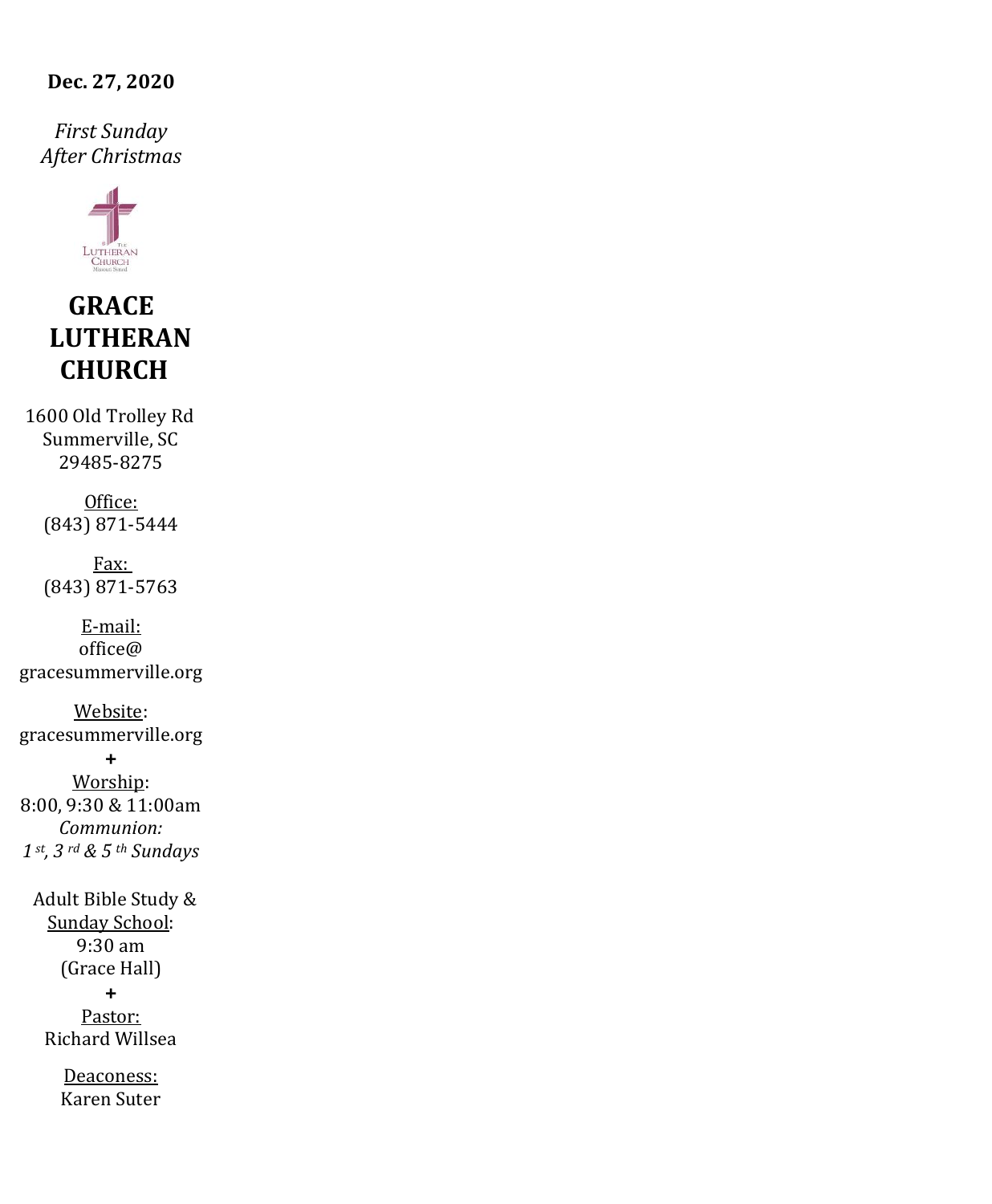**Dec. 27, 2020**

*First Sunday After Christmas*

The Lutheran Church Missouri Synod

# GRACE LUTHERAN CHURCH

1600 Old Trolley Rd
Summerville, SC
29485-8275

Office:
(843) 871-5444

Fax:
(843) 871-5763

E-mail:
office@gracesummerville.org

Website:
gracesummerville.org

+

Worship:
8:00, 9:30 & 11:00am
*Communion:*
*1st, 3rd & 5th Sundays*

Adult Bible Study & Sunday School:
9:30 am
(Grace Hall)

+

Pastor:
Richard Willsea

Deaconess:
Karen Suter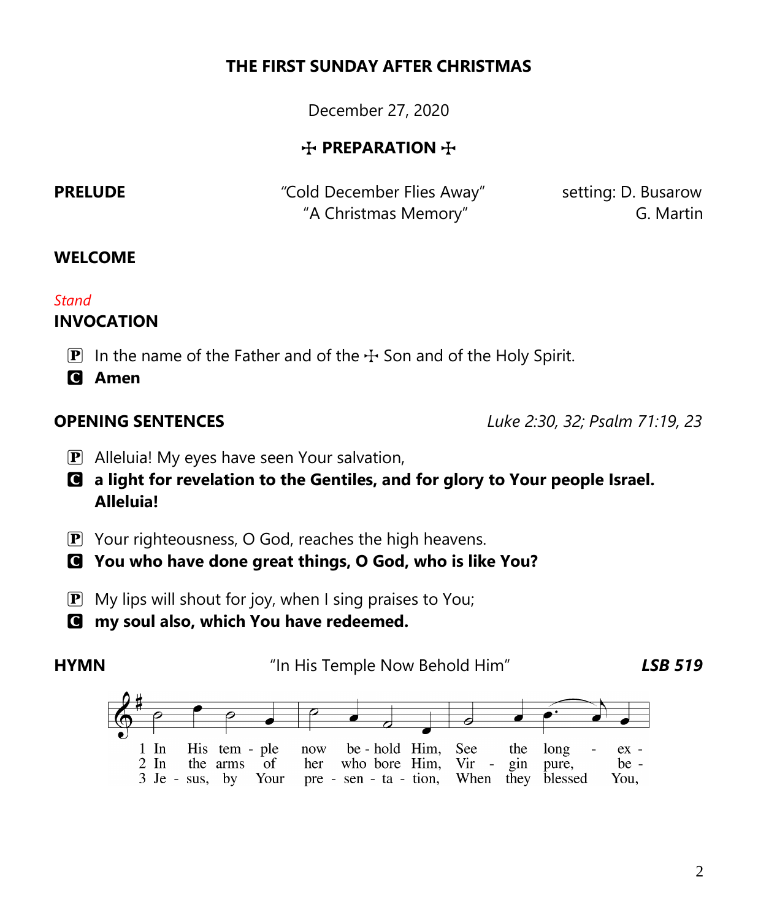# THE FIRST SUNDAY AFTER CHRISTMAS

December 27, 2020

## ☩ PREPARATION ☩

**PRELUDE** "Cold December Flies Away" setting: D. Busarow
"A Christmas Memory" G. Martin

**WELCOME**

*Stand*

**INVOCATION**

P In the name of the Father and of the ☩ Son and of the Holy Spirit.
C **Amen**

**OPENING SENTENCES** *Luke 2:30, 32; Psalm 71:19, 23*

P Alleluia! My eyes have seen Your salvation,
C **a light for revelation to the Gentiles, and for glory to Your people Israel. Alleluia!**

P Your righteousness, O God, reaches the high heavens.
C **You who have done great things, O God, who is like You?**

P My lips will shout for joy, when I sing praises to You;
C **my soul also, which You have redeemed.**

**HYMN** "In His Temple Now Behold Him" ***LSB 519***

1 In His tem - ple now be - hold Him, See the long - ex -
2 In the arms of her who bore Him, Vir - gin pure, be -
3 Je - sus, by Your pre - sen - ta - tion, When they blessed You,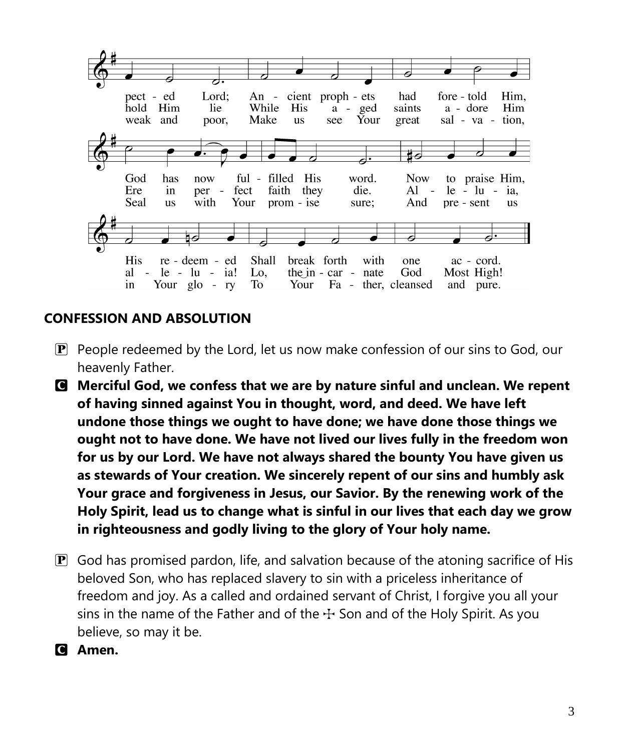pect - ed Lord; An - cient proph - ets had fore - told Him,
hold Him lie While His a - ged saints a - dore Him
weak and poor, Make us see Your great sal - va - tion,

God has now ful - filled His word. Now to praise Him,
Ere in per - fect faith they die. Al - le - lu - ia,
Seal us with Your prom - ise sure; And pre - sent us

His re - deem - ed Shall break forth with one ac - cord.
al - le - lu - ia! Lo, the in - car - nate God Most High!
in Your glo - ry To Your Fa - ther, cleansed and pure.

## CONFESSION AND ABSOLUTION

P People redeemed by the Lord, let us now make confession of our sins to God, our heavenly Father.

C **Merciful God, we confess that we are by nature sinful and unclean. We repent of having sinned against You in thought, word, and deed. We have left undone those things we ought to have done; we have done those things we ought not to have done. We have not lived our lives fully in the freedom won for us by our Lord. We have not always shared the bounty You have given us as stewards of Your creation. We sincerely repent of our sins and humbly ask Your grace and forgiveness in Jesus, our Savior. By the renewing work of the Holy Spirit, lead us to change what is sinful in our lives that each day we grow in righteousness and godly living to the glory of Your holy name.**

P God has promised pardon, life, and salvation because of the atoning sacrifice of His beloved Son, who has replaced slavery to sin with a priceless inheritance of freedom and joy. As a called and ordained servant of Christ, I forgive you all your sins in the name of the Father and of the ☩ Son and of the Holy Spirit. As you believe, so may it be.

C **Amen.**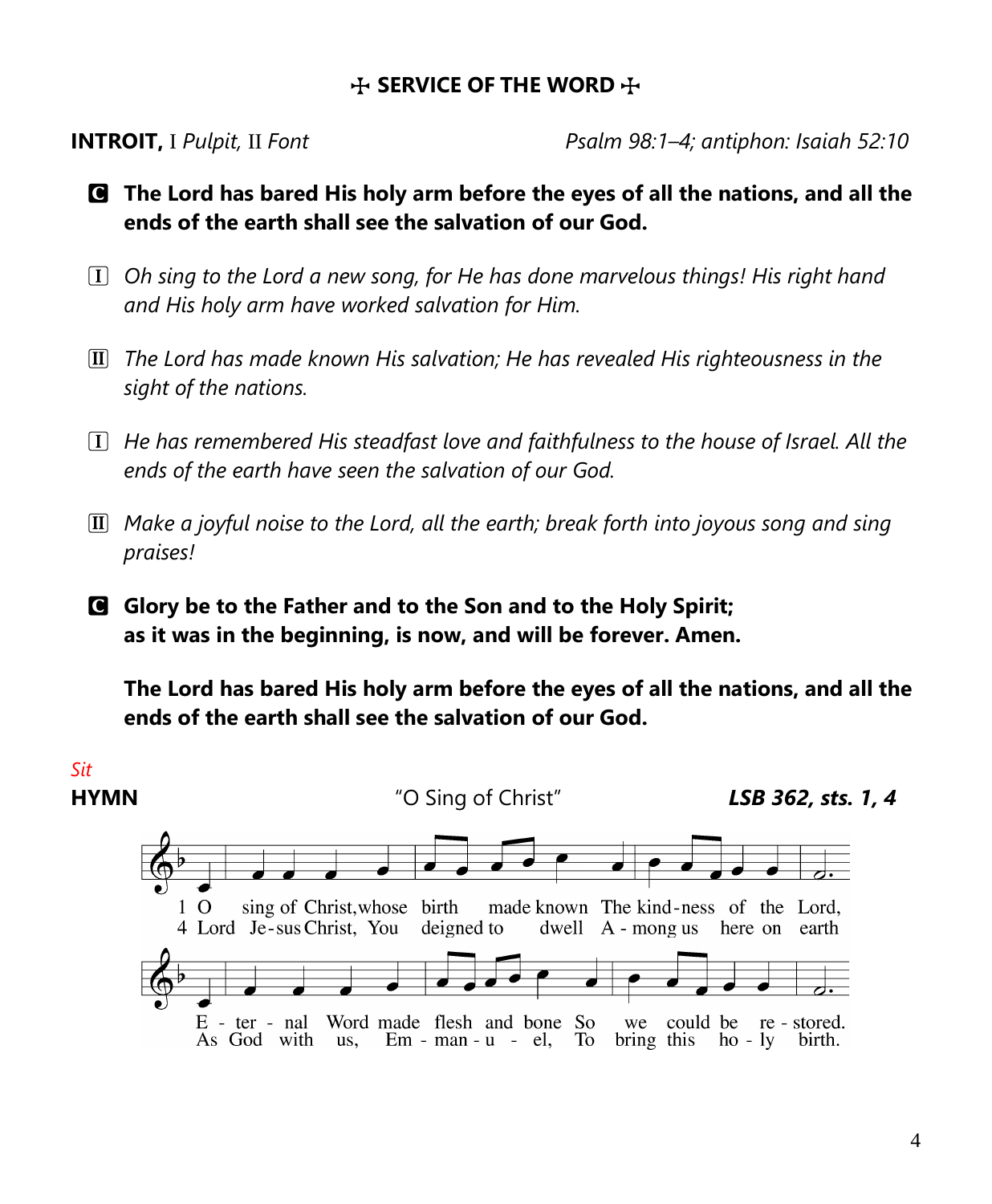## ☩ SERVICE OF THE WORD ☩

**INTROIT,** I *Pulpit,* II *Font* — *Psalm 98:1–4; antiphon: Isaiah 52:10*

**C** **The Lord has bared His holy arm before the eyes of all the nations, and all the ends of the earth shall see the salvation of our God.**

I *Oh sing to the Lord a new song, for He has done marvelous things! His right hand and His holy arm have worked salvation for Him.*

II *The Lord has made known His salvation; He has revealed His righteousness in the sight of the nations.*

I *He has remembered His steadfast love and faithfulness to the house of Israel. All the ends of the earth have seen the salvation of our God.*

II *Make a joyful noise to the Lord, all the earth; break forth into joyous song and sing praises!*

**C** **Glory be to the Father and to the Son and to the Holy Spirit;**
**as it was in the beginning, is now, and will be forever. Amen.**

**The Lord has bared His holy arm before the eyes of all the nations, and all the ends of the earth shall see the salvation of our God.**

*Sit*

**HYMN** — "O Sing of Christ" — ***LSB 362, sts. 1, 4***

1 O sing of Christ, whose birth made known The kindness of the Lord,
Eternal Word made flesh and bone So we could be restored.

4 Lord Jesus Christ, You deigned to dwell Among us here on earth
As God with us, Emmanuel, To bring this holy birth.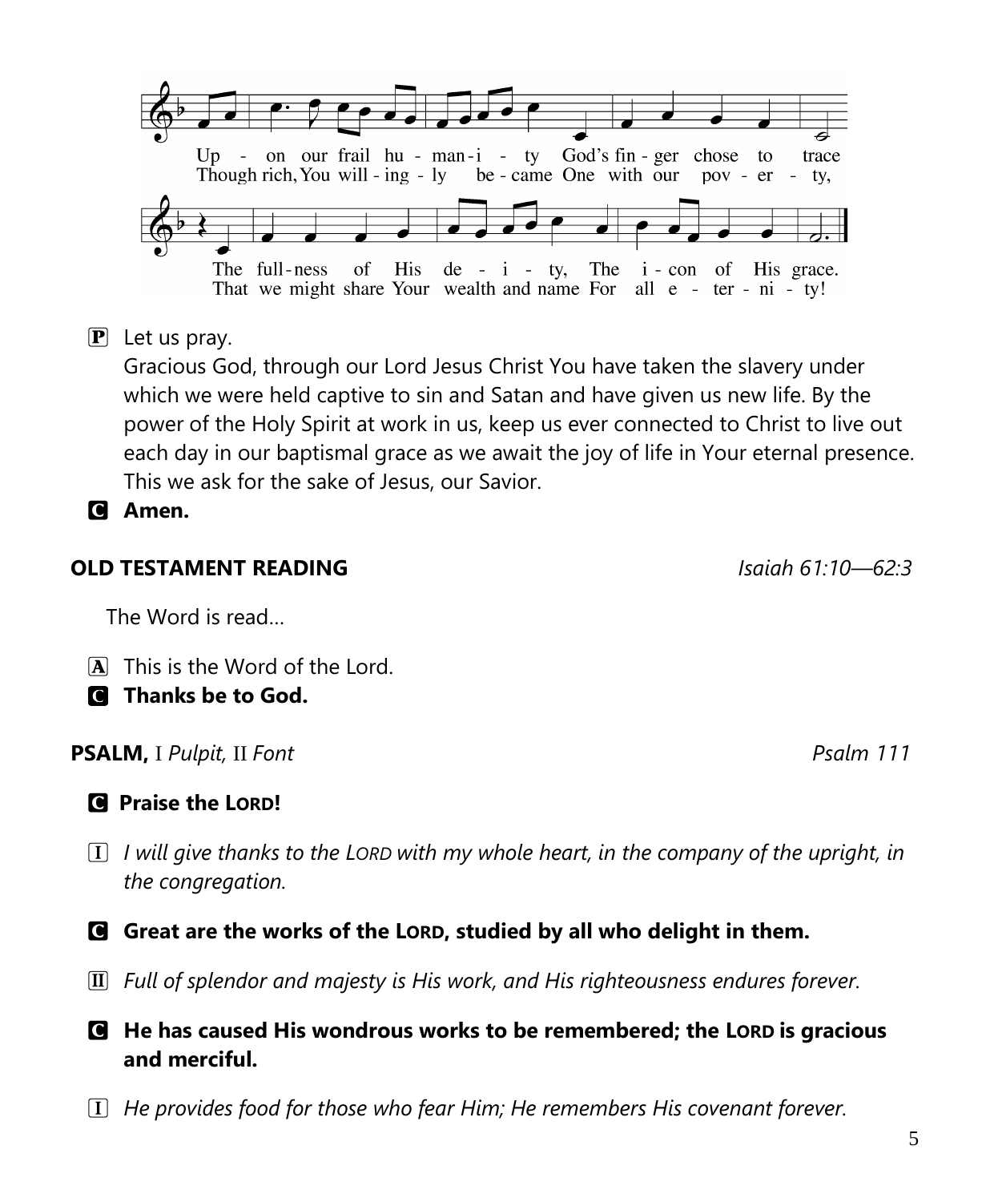Up - on our frail hu - man - i - ty God's fin - ger chose to trace
Though rich, You will - ing - ly be - came One with our pov - er - ty,

The full - ness of His de - i - ty, The i - con of His grace.
That we might share Your wealth and name For all e - ter - ni - ty!

P Let us pray.
Gracious God, through our Lord Jesus Christ You have taken the slavery under which we were held captive to sin and Satan and have given us new life. By the power of the Holy Spirit at work in us, keep us ever connected to Christ to live out each day in our baptismal grace as we await the joy of life in Your eternal presence. This we ask for the sake of Jesus, our Savior.

C **Amen.**

**OLD TESTAMENT READING** *Isaiah 61:10—62:3*

The Word is read…

A This is the Word of the Lord.

C **Thanks be to God.**

**PSALM,** I *Pulpit,* II *Font* *Psalm 111*

C **Praise the LORD!**

I *I will give thanks to the LORD with my whole heart, in the company of the upright, in the congregation.*

C **Great are the works of the LORD, studied by all who delight in them.**

II *Full of splendor and majesty is His work, and His righteousness endures forever.*

C **He has caused His wondrous works to be remembered; the LORD is gracious and merciful.**

I *He provides food for those who fear Him; He remembers His covenant forever.*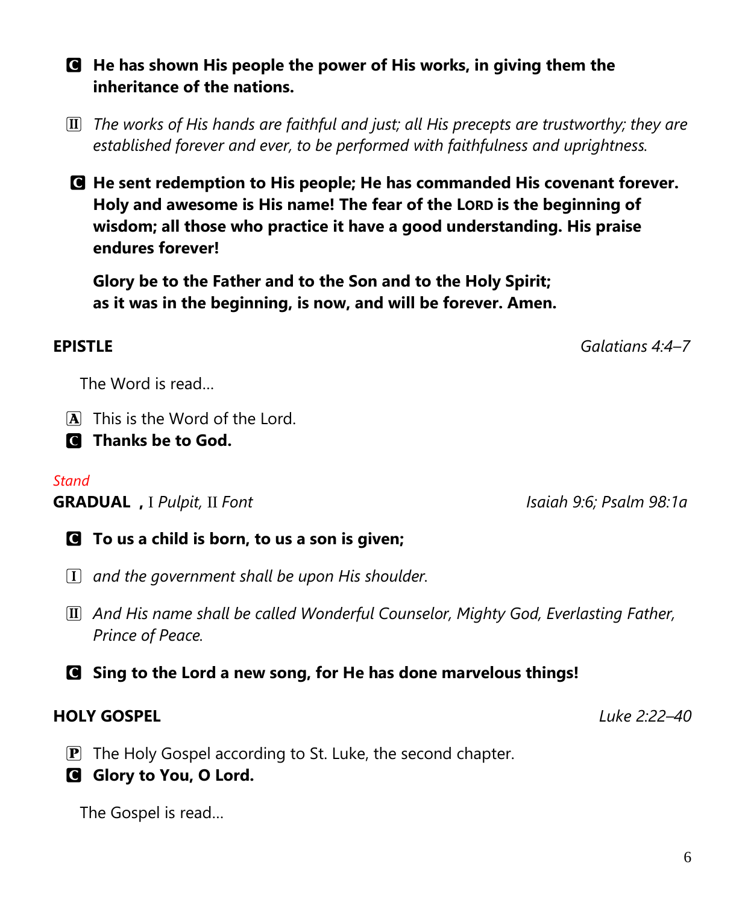**C He has shown His people the power of His works, in giving them the inheritance of the nations.**

II *The works of His hands are faithful and just; all His precepts are trustworthy; they are established forever and ever, to be performed with faithfulness and uprightness.*

**C He sent redemption to His people; He has commanded His covenant forever. Holy and awesome is His name! The fear of the LORD is the beginning of wisdom; all those who practice it have a good understanding. His praise endures forever!**

**Glory be to the Father and to the Son and to the Holy Spirit;**
**as it was in the beginning, is now, and will be forever. Amen.**

**EPISTLE** *Galatians 4:4–7*

The Word is read…

A This is the Word of the Lord.
**C Thanks be to God.**

*Stand*

**GRADUAL** , I *Pulpit*, II *Font* *Isaiah 9:6; Psalm 98:1a*

**C To us a child is born, to us a son is given;**

I *and the government shall be upon His shoulder.*

II *And His name shall be called Wonderful Counselor, Mighty God, Everlasting Father, Prince of Peace.*

**C Sing to the Lord a new song, for He has done marvelous things!**

**HOLY GOSPEL** *Luke 2:22–40*

P The Holy Gospel according to St. Luke, the second chapter.
**C Glory to You, O Lord.**

The Gospel is read…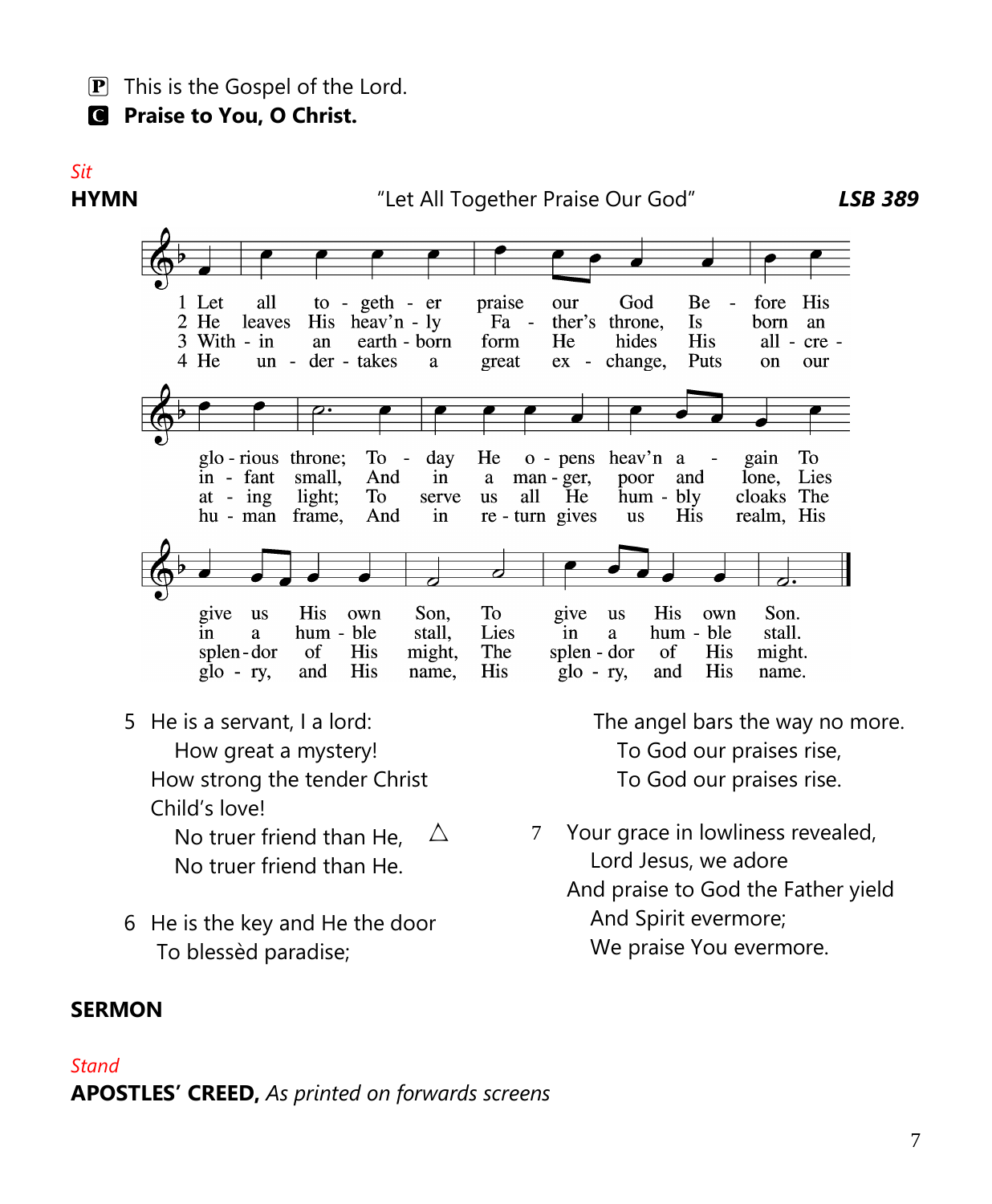P This is the Gospel of the Lord.

**C Praise to You, O Christ.**

*Sit*

**HYMN** "Let All Together Praise Our God" ***LSB 389***

1 Let all together praise our God
Before His glorious throne;
Today He opens heav'n again
To give us His own Son,
To give us His own Son.

2 He leaves His heav'nly Father's throne,
Is born an infant small,
And in a manger, poor and lone,
Lies in a humble stall,
Lies in a humble stall.

3 Within an earthborn form He hides
His all-creating light;
To serve us all He humbly cloaks
The splendor of His might,
The splendor of His might.

4 He undertakes a great exchange,
Puts on our human frame,
And in return gives us His realm,
His glory, and His name,
His glory, and His name.

5 He is a servant, I a lord:
How great a mystery!
How strong the tender Christ Child's love!
No truer friend than He, △
No truer friend than He.

6 He is the key and He the door
To blessèd paradise;
The angel bars the way no more.
To God our praises rise,
To God our praises rise.

7 Your grace in lowliness revealed,
Lord Jesus, we adore
And praise to God the Father yield
And Spirit evermore;
We praise You evermore.

**SERMON**

*Stand*

**APOSTLES' CREED,** *As printed on forwards screens*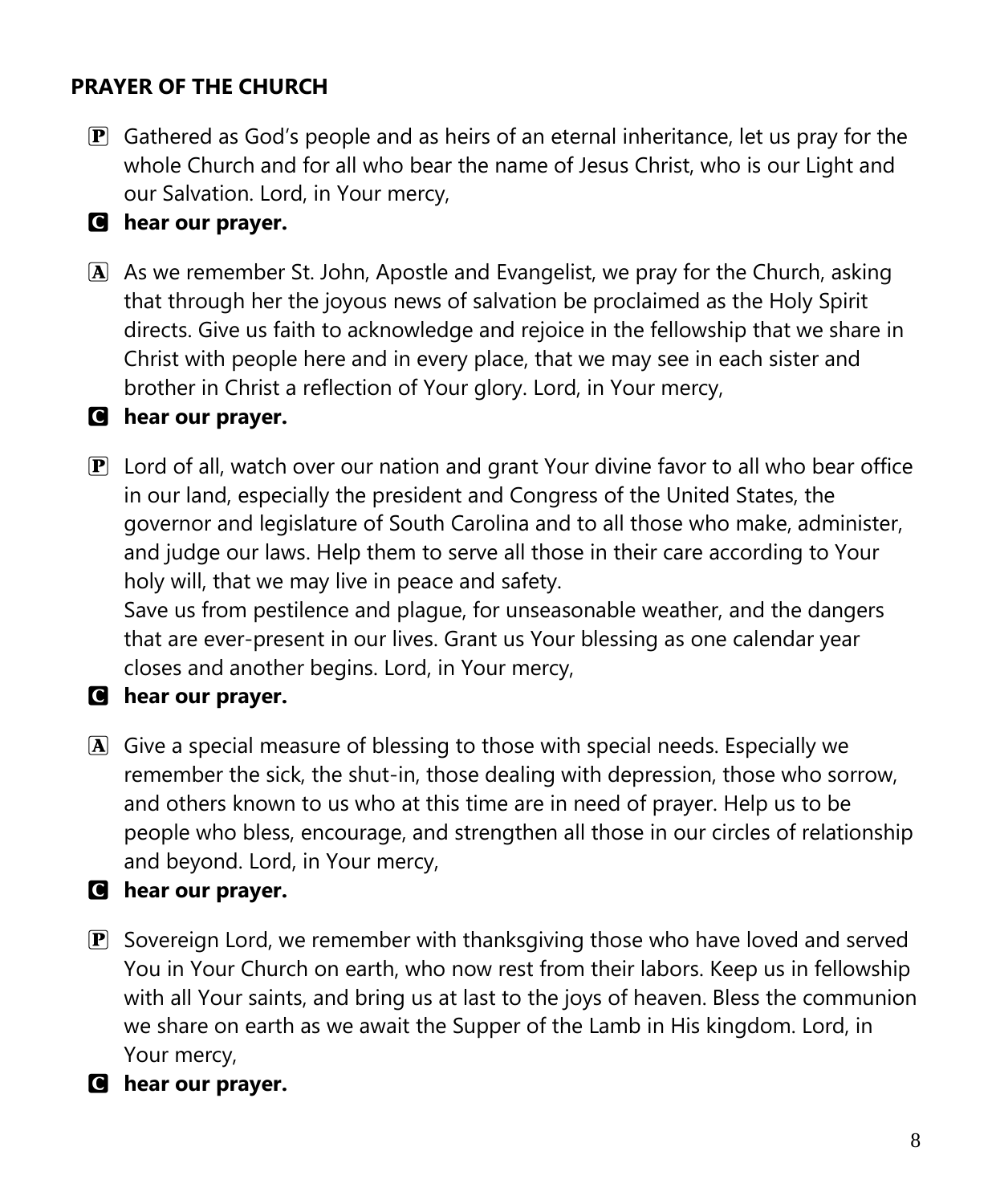**PRAYER OF THE CHURCH**

P Gathered as God's people and as heirs of an eternal inheritance, let us pray for the whole Church and for all who bear the name of Jesus Christ, who is our Light and our Salvation. Lord, in Your mercy,

C **hear our prayer.**

A As we remember St. John, Apostle and Evangelist, we pray for the Church, asking that through her the joyous news of salvation be proclaimed as the Holy Spirit directs. Give us faith to acknowledge and rejoice in the fellowship that we share in Christ with people here and in every place, that we may see in each sister and brother in Christ a reflection of Your glory. Lord, in Your mercy,

C **hear our prayer.**

P Lord of all, watch over our nation and grant Your divine favor to all who bear office in our land, especially the president and Congress of the United States, the governor and legislature of South Carolina and to all those who make, administer, and judge our laws. Help them to serve all those in their care according to Your holy will, that we may live in peace and safety.
Save us from pestilence and plague, for unseasonable weather, and the dangers that are ever-present in our lives. Grant us Your blessing as one calendar year closes and another begins. Lord, in Your mercy,

C **hear our prayer.**

A Give a special measure of blessing to those with special needs. Especially we remember the sick, the shut-in, those dealing with depression, those who sorrow, and others known to us who at this time are in need of prayer. Help us to be people who bless, encourage, and strengthen all those in our circles of relationship and beyond. Lord, in Your mercy,

C **hear our prayer.**

P Sovereign Lord, we remember with thanksgiving those who have loved and served You in Your Church on earth, who now rest from their labors. Keep us in fellowship with all Your saints, and bring us at last to the joys of heaven. Bless the communion we share on earth as we await the Supper of the Lamb in His kingdom. Lord, in Your mercy,

C **hear our prayer.**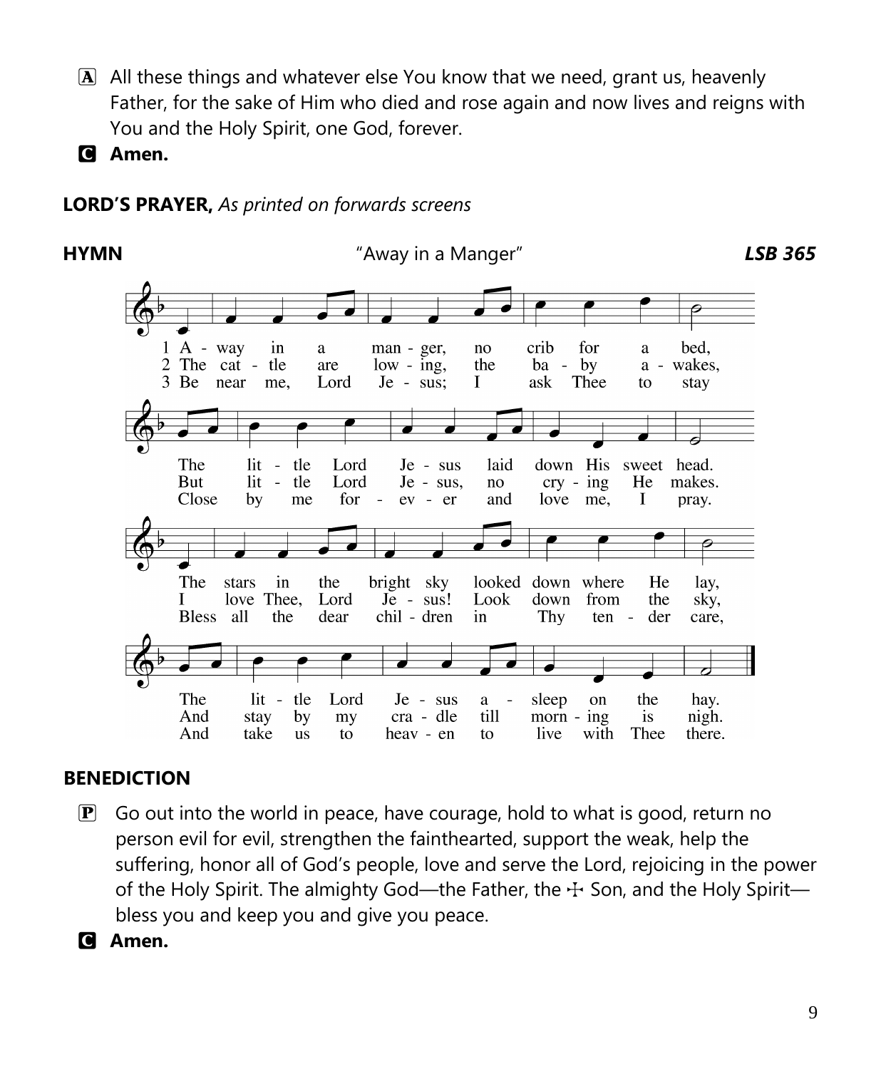A All these things and whatever else You know that we need, grant us, heavenly Father, for the sake of Him who died and rose again and now lives and reigns with You and the Holy Spirit, one God, forever.

C **Amen.**

**LORD'S PRAYER,** *As printed on forwards screens*

**HYMN** "Away in a Manger" ***LSB 365***

1 Away in a manger, no crib for a bed,
The little Lord Jesus laid down His sweet head.
The stars in the bright sky looked down where He lay,
The little Lord Jesus asleep on the hay.

2 The cattle are lowing, the baby awakes,
But little Lord Jesus, no crying He makes.
I love Thee, Lord Jesus! Look down from the sky,
And stay by my cradle till morning is nigh.

3 Be near me, Lord Jesus; I ask Thee to stay
Close by me forever and love me, I pray.
Bless all the dear children in Thy tender care,
And take us to heaven to live with Thee there.

## BENEDICTION

P Go out into the world in peace, have courage, hold to what is good, return no person evil for evil, strengthen the fainthearted, support the weak, help the suffering, honor all of God's people, love and serve the Lord, rejoicing in the power of the Holy Spirit. The almighty God—the Father, the ☩ Son, and the Holy Spirit—bless you and keep you and give you peace.

C **Amen.**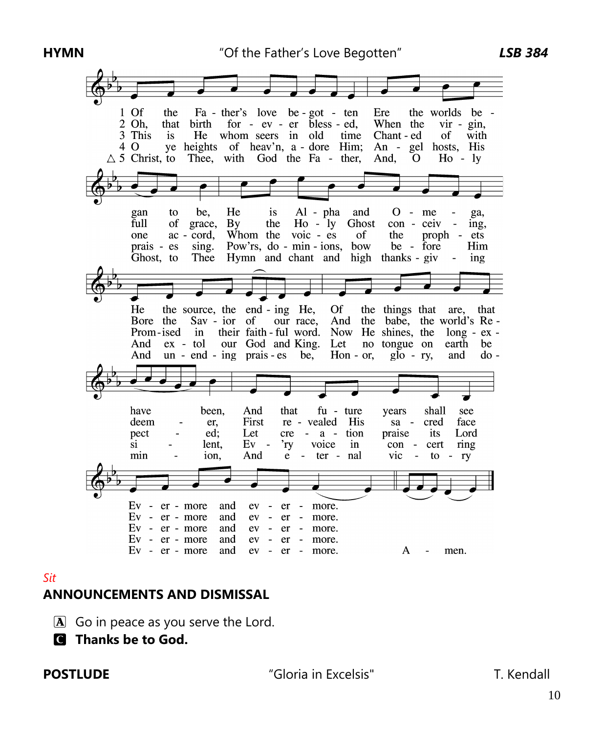**HYMN** "Of the Father's Love Begotten" ***LSB 384***

1 Of the Father's love begotten Ere the worlds began to be,
He is Alpha and Omega,
He the source, the ending He,
Of the things that are, that have been,
And that future years shall see
Evermore and evermore.

2 Oh, that birth forever blessed,
When the virgin, full of grace,
By the Holy Ghost conceiving,
Bore the Savior of our race,
And the babe, the world's Redeemer,
First revealed His sacred face
Evermore and evermore.

3 This is He whom seers in old time
Chanted of with one accord,
Whom the voices of the prophets
Promised in their faithful word.
Now He shines, the long-expected;
Let creation praise its Lord
Evermore and evermore.

4 O ye heights of heav'n, adore Him;
Angel hosts, His praises sing.
Pow'rs, dominions, bow before Him
And extol our God and King.
Let no tongue on earth be silent,
Ev'ry voice in concert ring
Evermore and evermore.

△ 5 Christ, to Thee, with God the Father,
And, O Holy Ghost, to Thee
Hymn and chant and high thanksgiving
And unending praises be,
Honor, glory, and dominion,
And eternal victory
Evermore and evermore. Amen.

*Sit*

**ANNOUNCEMENTS AND DISMISSAL**

A Go in peace as you serve the Lord.

**C Thanks be to God.**

**POSTLUDE** "Gloria in Excelsis" T. Kendall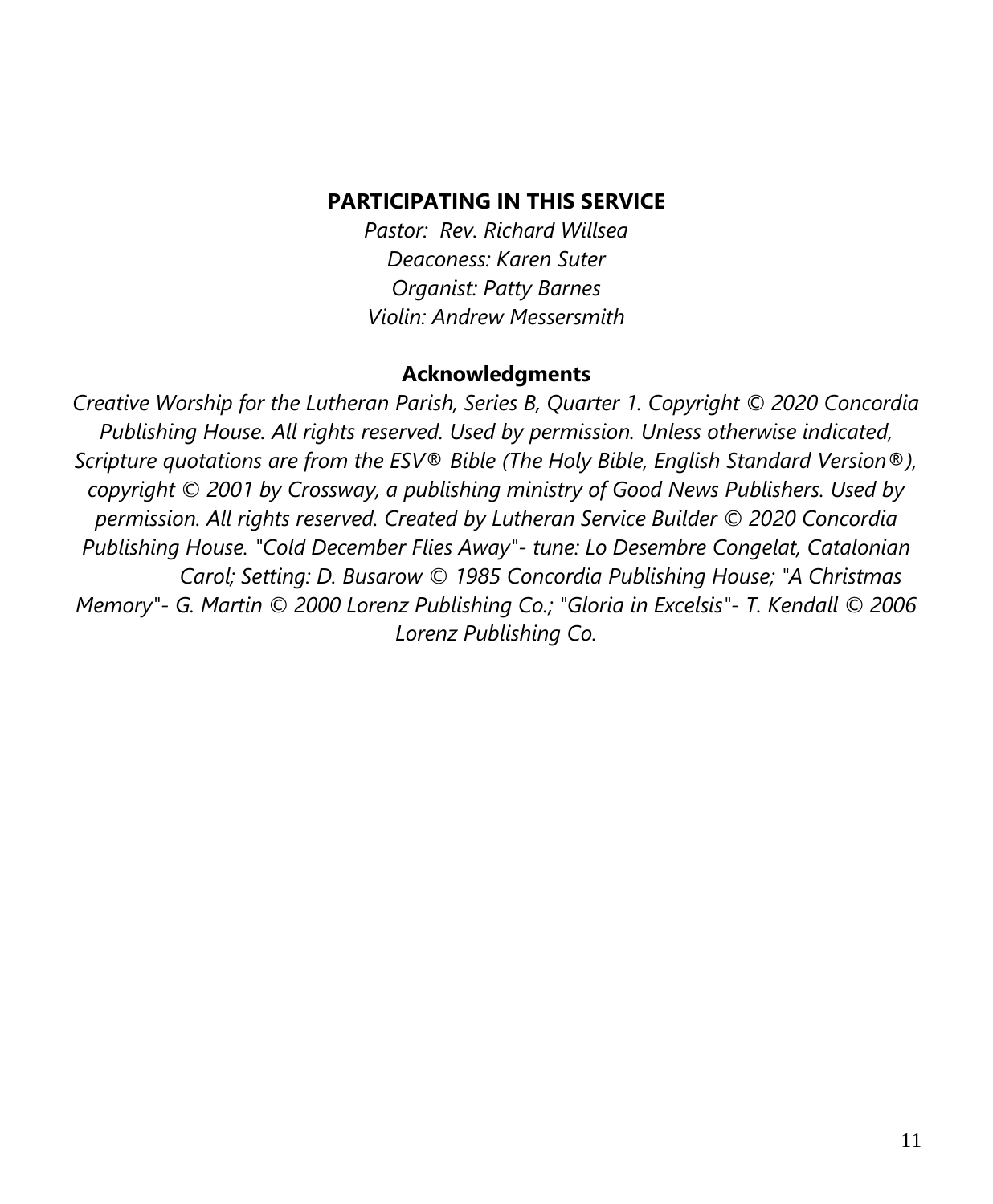## PARTICIPATING IN THIS SERVICE

*Pastor: Rev. Richard Willsea*
*Deaconess: Karen Suter*
*Organist: Patty Barnes*
*Violin: Andrew Messersmith*

### Acknowledgments

*Creative Worship for the Lutheran Parish, Series B, Quarter 1. Copyright © 2020 Concordia Publishing House. All rights reserved. Used by permission. Unless otherwise indicated, Scripture quotations are from the ESV® Bible (The Holy Bible, English Standard Version®), copyright © 2001 by Crossway, a publishing ministry of Good News Publishers. Used by permission. All rights reserved. Created by Lutheran Service Builder © 2020 Concordia Publishing House. "Cold December Flies Away"- tune: Lo Desembre Congelat, Catalonian Carol; Setting: D. Busarow © 1985 Concordia Publishing House; "A Christmas Memory"- G. Martin © 2000 Lorenz Publishing Co.; "Gloria in Excelsis"- T. Kendall © 2006 Lorenz Publishing Co.*